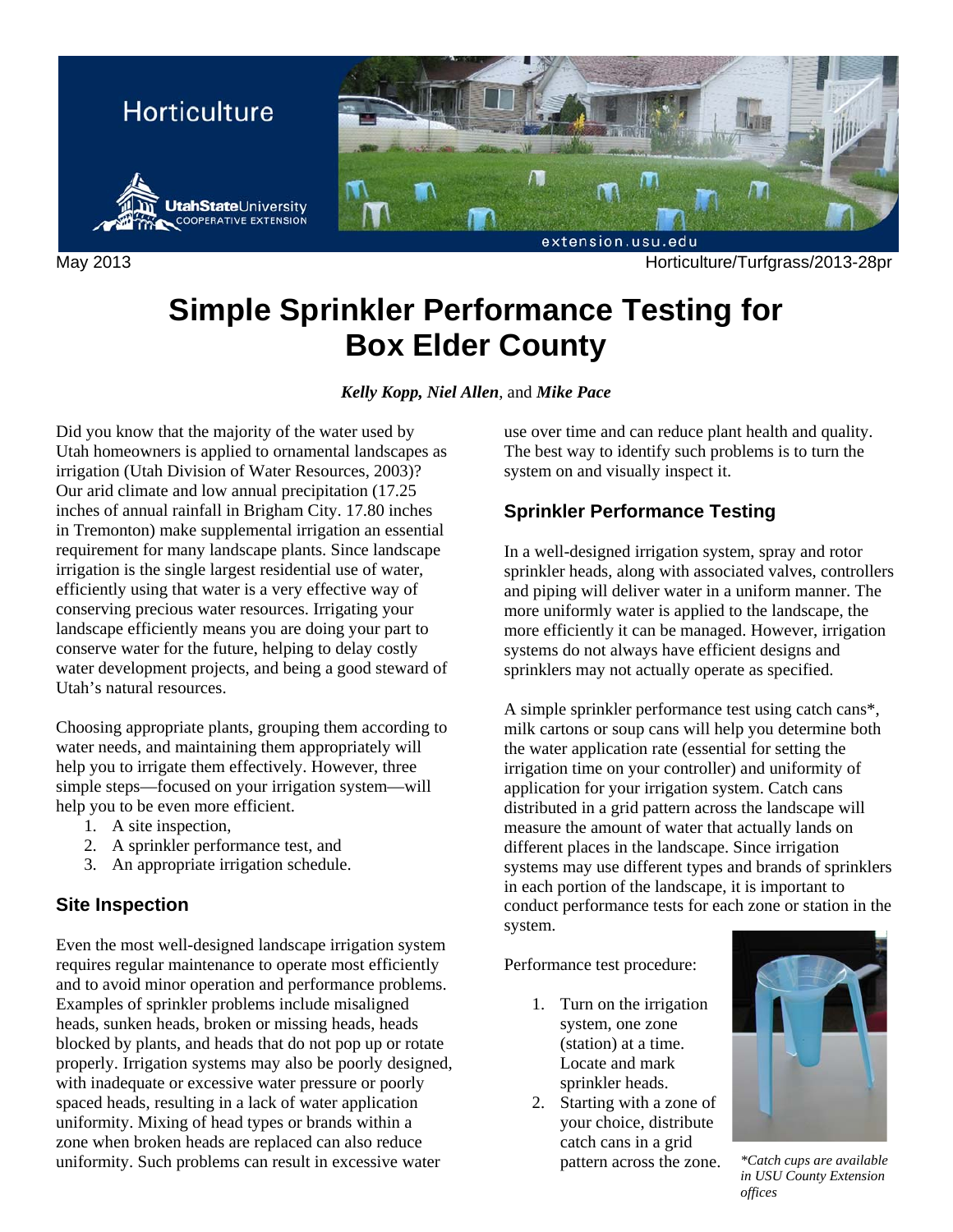Horticulture

May 2013 Horticulture/Turfgrass/2013-28pr

# Simple Sprinkler Performance Testing for Box Elder County

***Kelly Kopp, Niel Allen***, and ***Mike Pace***

Did you know that the majority of the water used by Utah homeowners is applied to ornamental landscapes as irrigation (Utah Division of Water Resources, 2003)? Our arid climate and low annual precipitation (17.25 inches of annual rainfall in Brigham City. 17.80 inches in Tremonton) make supplemental irrigation an essential requirement for many landscape plants. Since landscape irrigation is the single largest residential use of water, efficiently using that water is a very effective way of conserving precious water resources. Irrigating your landscape efficiently means you are doing your part to conserve water for the future, helping to delay costly water development projects, and being a good steward of Utah's natural resources.

Choosing appropriate plants, grouping them according to water needs, and maintaining them appropriately will help you to irrigate them effectively. However, three simple steps—focused on your irrigation system—will help you to be even more efficient.

1. A site inspection,
2. A sprinkler performance test, and
3. An appropriate irrigation schedule.

## Site Inspection

Even the most well-designed landscape irrigation system requires regular maintenance to operate most efficiently and to avoid minor operation and performance problems. Examples of sprinkler problems include misaligned heads, sunken heads, broken or missing heads, heads blocked by plants, and heads that do not pop up or rotate properly. Irrigation systems may also be poorly designed, with inadequate or excessive water pressure or poorly spaced heads, resulting in a lack of water application uniformity. Mixing of head types or brands within a zone when broken heads are replaced can also reduce uniformity. Such problems can result in excessive water use over time and can reduce plant health and quality. The best way to identify such problems is to turn the system on and visually inspect it.

## Sprinkler Performance Testing

In a well-designed irrigation system, spray and rotor sprinkler heads, along with associated valves, controllers and piping will deliver water in a uniform manner. The more uniformly water is applied to the landscape, the more efficiently it can be managed. However, irrigation systems do not always have efficient designs and sprinklers may not actually operate as specified.

A simple sprinkler performance test using catch cans*, milk cartons or soup cans will help you determine both the water application rate (essential for setting the irrigation time on your controller) and uniformity of application for your irrigation system. Catch cans distributed in a grid pattern across the landscape will measure the amount of water that actually lands on different places in the landscape. Since irrigation systems may use different types and brands of sprinklers in each portion of the landscape, it is important to conduct performance tests for each zone or station in the system.

Performance test procedure:

1. Turn on the irrigation system, one zone (station) at a time. Locate and mark sprinkler heads.
2. Starting with a zone of your choice, distribute catch cans in a grid pattern across the zone.

*\*Catch cups are available in USU County Extension offices*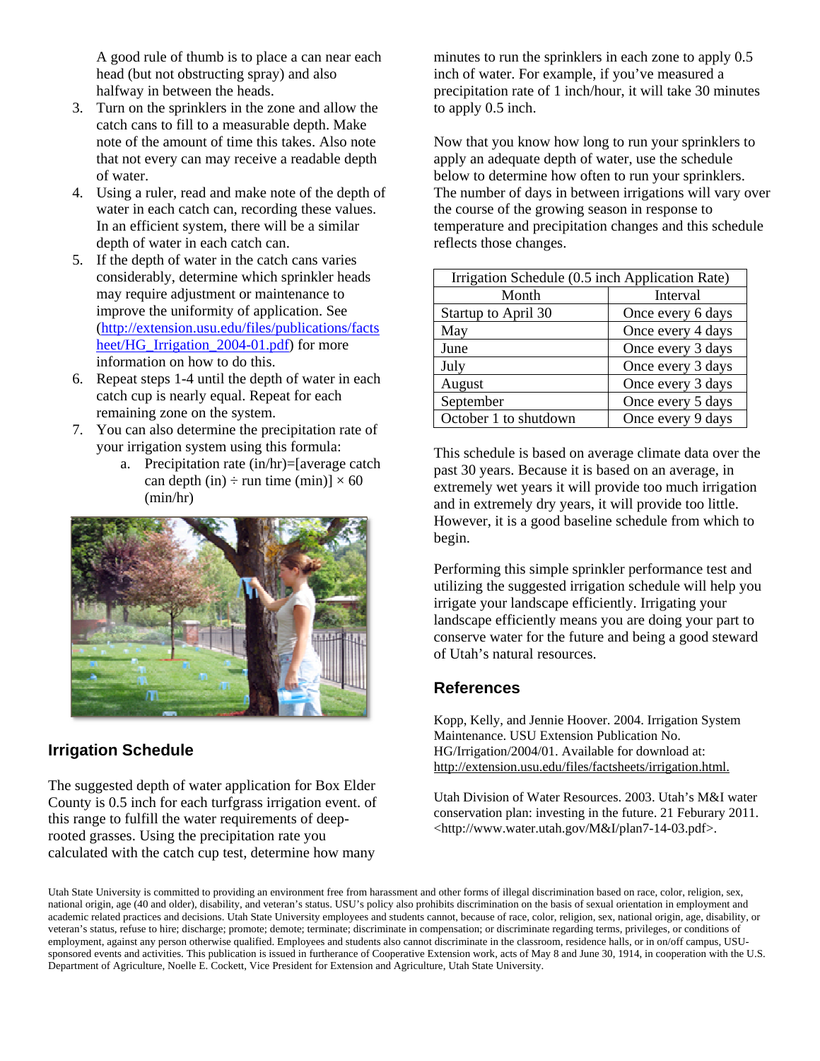A good rule of thumb is to place a can near each head (but not obstructing spray) and also halfway in between the heads.

3. Turn on the sprinklers in the zone and allow the catch cans to fill to a measurable depth. Make note of the amount of time this takes. Also note that not every can may receive a readable depth of water.
4. Using a ruler, read and make note of the depth of water in each catch can, recording these values. In an efficient system, there will be a similar depth of water in each catch can.
5. If the depth of water in the catch cans varies considerably, determine which sprinkler heads may require adjustment or maintenance to improve the uniformity of application. See (http://extension.usu.edu/files/publications/factsheet/HG_Irrigation_2004-01.pdf) for more information on how to do this.
6. Repeat steps 1-4 until the depth of water in each catch cup is nearly equal. Repeat for each remaining zone on the system.
7. You can also determine the precipitation rate of your irrigation system using this formula:
   a. Precipitation rate (in/hr)=[average catch can depth (in) ÷ run time (min)] × 60 (min/hr)

## Irrigation Schedule

The suggested depth of water application for Box Elder County is 0.5 inch for each turfgrass irrigation event. of this range to fulfill the water requirements of deep-rooted grasses. Using the precipitation rate you calculated with the catch cup test, determine how many minutes to run the sprinklers in each zone to apply 0.5 inch of water. For example, if you've measured a precipitation rate of 1 inch/hour, it will take 30 minutes to apply 0.5 inch.

Now that you know how long to run your sprinklers to apply an adequate depth of water, use the schedule below to determine how often to run your sprinklers. The number of days in between irrigations will vary over the course of the growing season in response to temperature and precipitation changes and this schedule reflects those changes.

| Irrigation Schedule (0.5 inch Application Rate) | |
|---|---|
| Month | Interval |
| Startup to April 30 | Once every 6 days |
| May | Once every 4 days |
| June | Once every 3 days |
| July | Once every 3 days |
| August | Once every 3 days |
| September | Once every 5 days |
| October 1 to shutdown | Once every 9 days |

This schedule is based on average climate data over the past 30 years. Because it is based on an average, in extremely wet years it will provide too much irrigation and in extremely dry years, it will provide too little. However, it is a good baseline schedule from which to begin.

Performing this simple sprinkler performance test and utilizing the suggested irrigation schedule will help you irrigate your landscape efficiently. Irrigating your landscape efficiently means you are doing your part to conserve water for the future and being a good steward of Utah's natural resources.

## References

Kopp, Kelly, and Jennie Hoover. 2004. Irrigation System Maintenance. USU Extension Publication No. HG/Irrigation/2004/01. Available for download at: http://extension.usu.edu/files/factsheets/irrigation.html.

Utah Division of Water Resources. 2003. Utah's M&I water conservation plan: investing in the future. 21 Feburary 2011. <http://www.water.utah.gov/M&I/plan7-14-03.pdf>.

Utah State University is committed to providing an environment free from harassment and other forms of illegal discrimination based on race, color, religion, sex, national origin, age (40 and older), disability, and veteran's status. USU's policy also prohibits discrimination on the basis of sexual orientation in employment and academic related practices and decisions. Utah State University employees and students cannot, because of race, color, religion, sex, national origin, age, disability, or veteran's status, refuse to hire; discharge; promote; demote; terminate; discriminate in compensation; or discriminate regarding terms, privileges, or conditions of employment, against any person otherwise qualified. Employees and students also cannot discriminate in the classroom, residence halls, or in on/off campus, USU-sponsored events and activities. This publication is issued in furtherance of Cooperative Extension work, acts of May 8 and June 30, 1914, in cooperation with the U.S. Department of Agriculture, Noelle E. Cockett, Vice President for Extension and Agriculture, Utah State University.